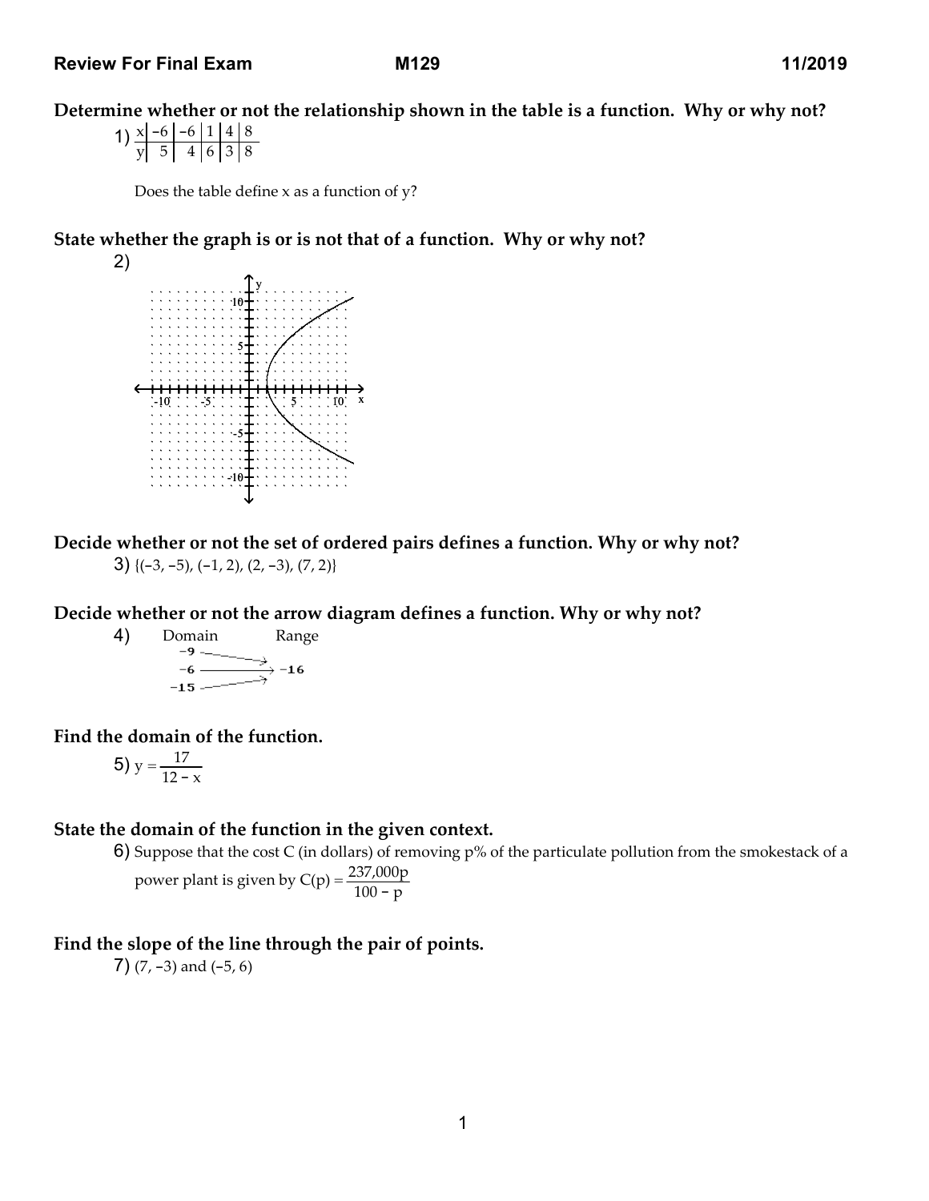**Review For Final Exam M129 11/2019**

**Determine whether or not the relationship shown in the table is a function. Why or why not?**

1)

| x | −6 | −6 | 1 | 4 | 8 |
|---|---|---|---|---|---|
| y | 5 | 4 | 6 | 3 | 8 |

Does the table define x as a function of y?

**State whether the graph is or is not that of a function. Why or why not?**

2)

**Decide whether or not the set of ordered pairs defines a function. Why or why not?**

3) $\{(-3, -5), (-1, 2), (2, -3), (7, 2)\}$

**Decide whether or not the arrow diagram defines a function. Why or why not?**

4)

| Domain | Range |
|---|---|
| −9 → −16 | |
| −6 → −16 | |
| −15 → −16 | |

**Find the domain of the function.**

5) $y = \dfrac{17}{12 - x}$

**State the domain of the function in the given context.**

6) Suppose that the cost C (in dollars) of removing p% of the particulate pollution from the smokestack of a power plant is given by $C(p) = \dfrac{237{,}000p}{100 - p}$

**Find the slope of the line through the pair of points.**

7) $(7, -3)$ and $(-5, 6)$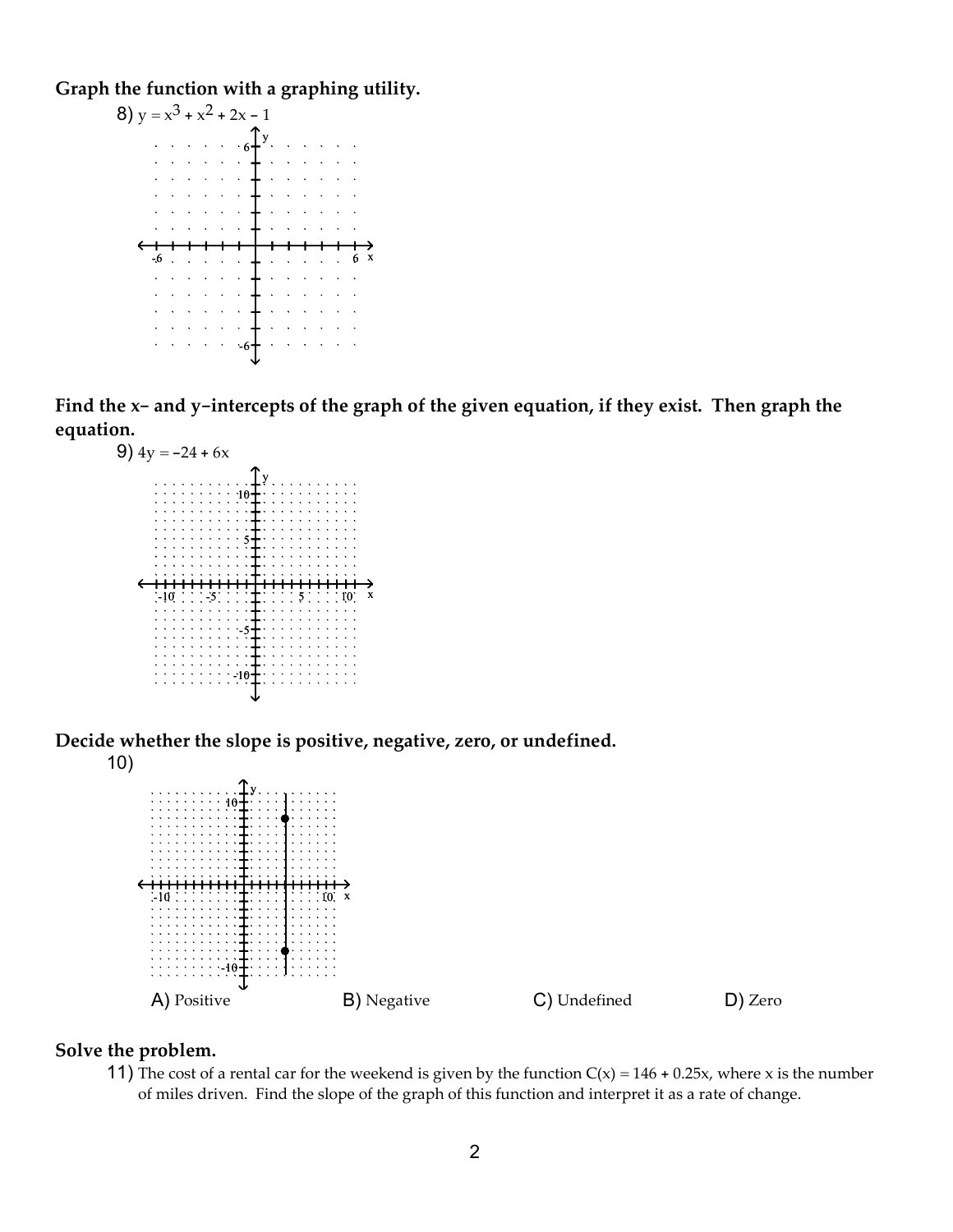**Graph the function with a graphing utility.**

8) $y = x^3 + x^2 + 2x - 1$

**Find the x– and y–intercepts of the graph of the given equation, if they exist. Then graph the equation.**

9) $4y = -24 + 6x$

**Decide whether the slope is positive, negative, zero, or undefined.**

10)

A) Positive B) Negative C) Undefined D) Zero

**Solve the problem.**

11) The cost of a rental car for the weekend is given by the function $C(x) = 146 + 0.25x$, where x is the number of miles driven. Find the slope of the graph of this function and interpret it as a rate of change.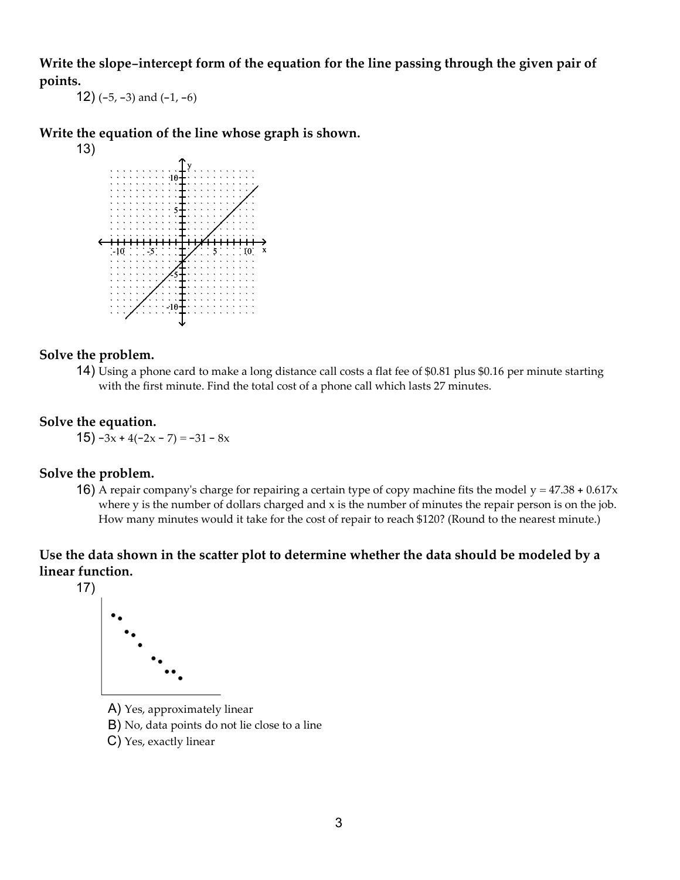**Write the slope–intercept form of the equation for the line passing through the given pair of points.**

12) $(-5, -3)$ and $(-1, -6)$

**Write the equation of the line whose graph is shown.**

13)

**Solve the problem.**

14) Using a phone card to make a long distance call costs a flat fee of \$0.81 plus \$0.16 per minute starting with the first minute. Find the total cost of a phone call which lasts 27 minutes.

**Solve the equation.**

15) $-3x + 4(-2x - 7) = -31 - 8x$

**Solve the problem.**

16) A repair company's charge for repairing a certain type of copy machine fits the model $y = 47.38 + 0.617x$ where y is the number of dollars charged and x is the number of minutes the repair person is on the job. How many minutes would it take for the cost of repair to reach \$120? (Round to the nearest minute.)

**Use the data shown in the scatter plot to determine whether the data should be modeled by a linear function.**

17)

A) Yes, approximately linear

B) No, data points do not lie close to a line

C) Yes, exactly linear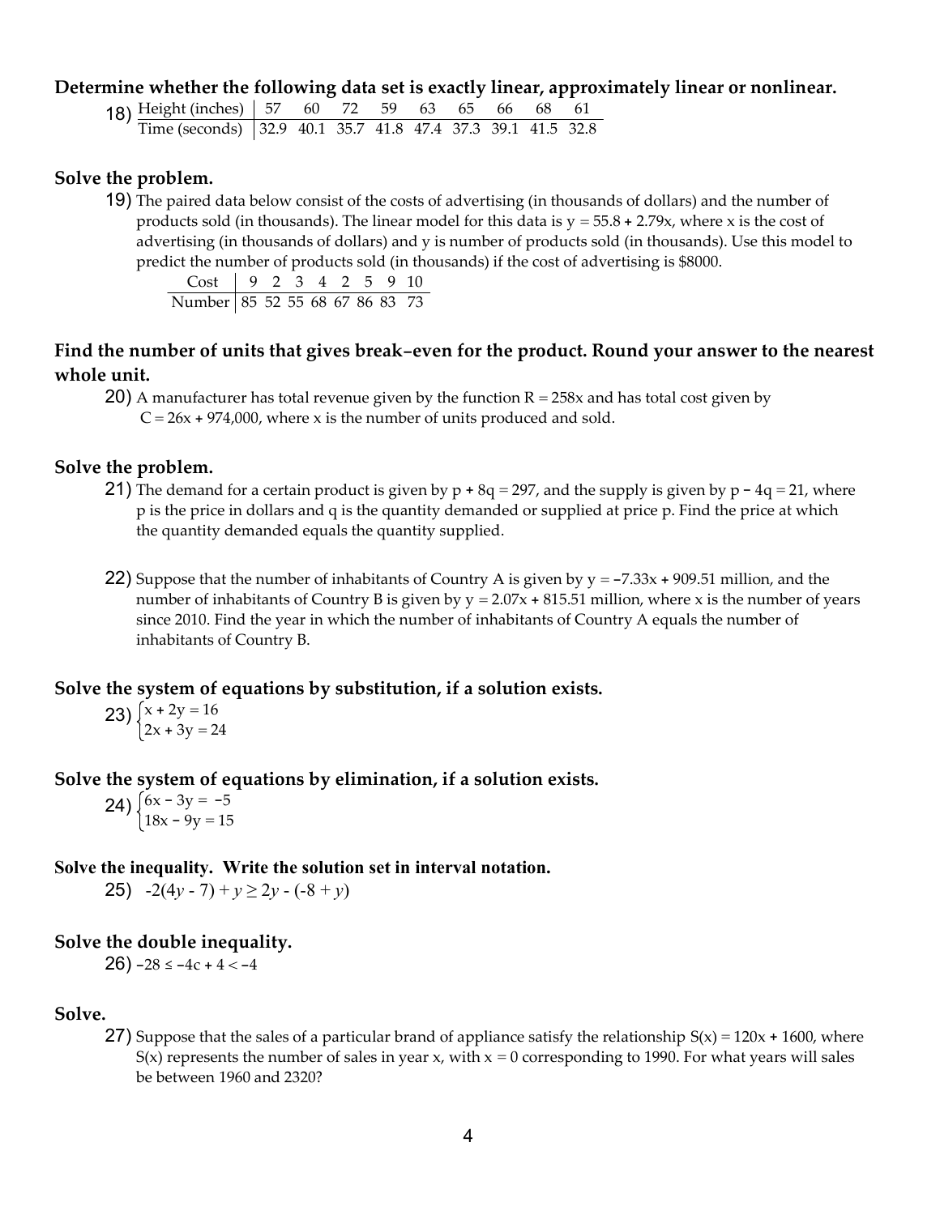**Determine whether the following data set is exactly linear, approximately linear or nonlinear.**

18)

| Height (inches) | 57 | 60 | 72 | 59 | 63 | 65 | 66 | 68 | 61 |
|---|---|---|---|---|---|---|---|---|---|
| Time (seconds) | 32.9 | 40.1 | 35.7 | 41.8 | 47.4 | 37.3 | 39.1 | 41.5 | 32.8 |

**Solve the problem.**

19) The paired data below consist of the costs of advertising (in thousands of dollars) and the number of products sold (in thousands). The linear model for this data is $y = 55.8 + 2.79x$, where x is the cost of advertising (in thousands of dollars) and y is number of products sold (in thousands). Use this model to predict the number of products sold (in thousands) if the cost of advertising is $8000.

| Cost | 9 | 2 | 3 | 4 | 2 | 5 | 9 | 10 |
|---|---|---|---|---|---|---|---|---|
| Number | 85 | 52 | 55 | 68 | 67 | 86 | 83 | 73 |

**Find the number of units that gives break–even for the product. Round your answer to the nearest whole unit.**

20) A manufacturer has total revenue given by the function $R = 258x$ and has total cost given by $C = 26x + 974{,}000$, where x is the number of units produced and sold.

**Solve the problem.**

21) The demand for a certain product is given by $p + 8q = 297$, and the supply is given by $p - 4q = 21$, where p is the price in dollars and q is the quantity demanded or supplied at price p. Find the price at which the quantity demanded equals the quantity supplied.

22) Suppose that the number of inhabitants of Country A is given by $y = -7.33x + 909.51$ million, and the number of inhabitants of Country B is given by $y = 2.07x + 815.51$ million, where x is the number of years since 2010. Find the year in which the number of inhabitants of Country A equals the number of inhabitants of Country B.

**Solve the system of equations by substitution, if a solution exists.**

23) $\begin{cases} x + 2y = 16 \\ 2x + 3y = 24 \end{cases}$

**Solve the system of equations by elimination, if a solution exists.**

24) $\begin{cases} 6x - 3y = -5 \\ 18x - 9y = 15 \end{cases}$

**Solve the inequality. Write the solution set in interval notation.**

25) $-2(4y - 7) + y \geq 2y - (-8 + y)$

**Solve the double inequality.**

26) $-28 \leq -4c + 4 < -4$

**Solve.**

27) Suppose that the sales of a particular brand of appliance satisfy the relationship $S(x) = 120x + 1600$, where S(x) represents the number of sales in year x, with $x = 0$ corresponding to 1990. For what years will sales be between 1960 and 2320?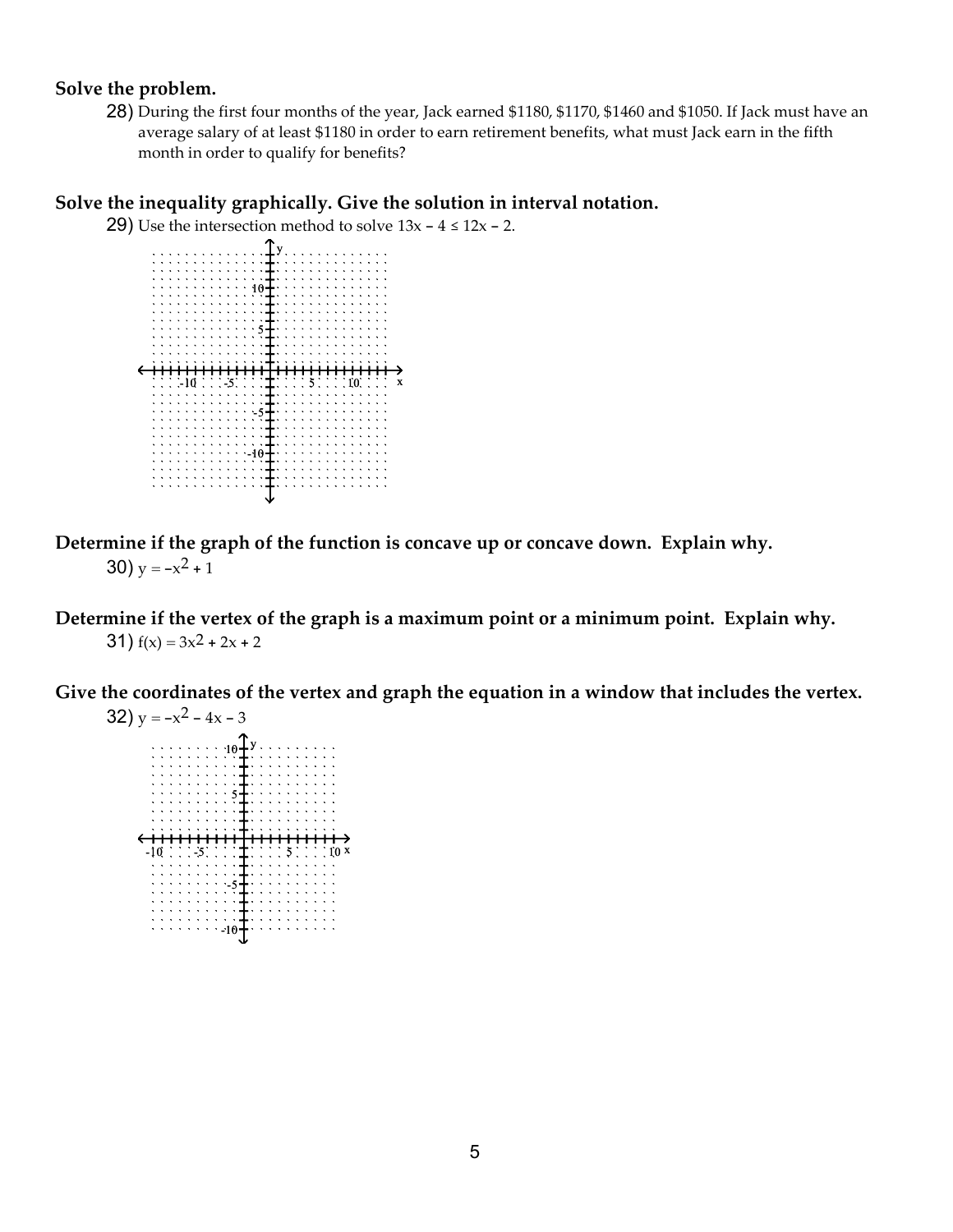**Solve the problem.**

28) During the first four months of the year, Jack earned \$1180, \$1170, \$1460 and \$1050. If Jack must have an average salary of at least \$1180 in order to earn retirement benefits, what must Jack earn in the fifth month in order to qualify for benefits?

**Solve the inequality graphically. Give the solution in interval notation.**

29) Use the intersection method to solve $13x - 4 \le 12x - 2$.

**Determine if the graph of the function is concave up or concave down. Explain why.**

30) $y = -x^2 + 1$

**Determine if the vertex of the graph is a maximum point or a minimum point. Explain why.**

31) $f(x) = 3x^2 + 2x + 2$

**Give the coordinates of the vertex and graph the equation in a window that includes the vertex.**

32) $y = -x^2 - 4x - 3$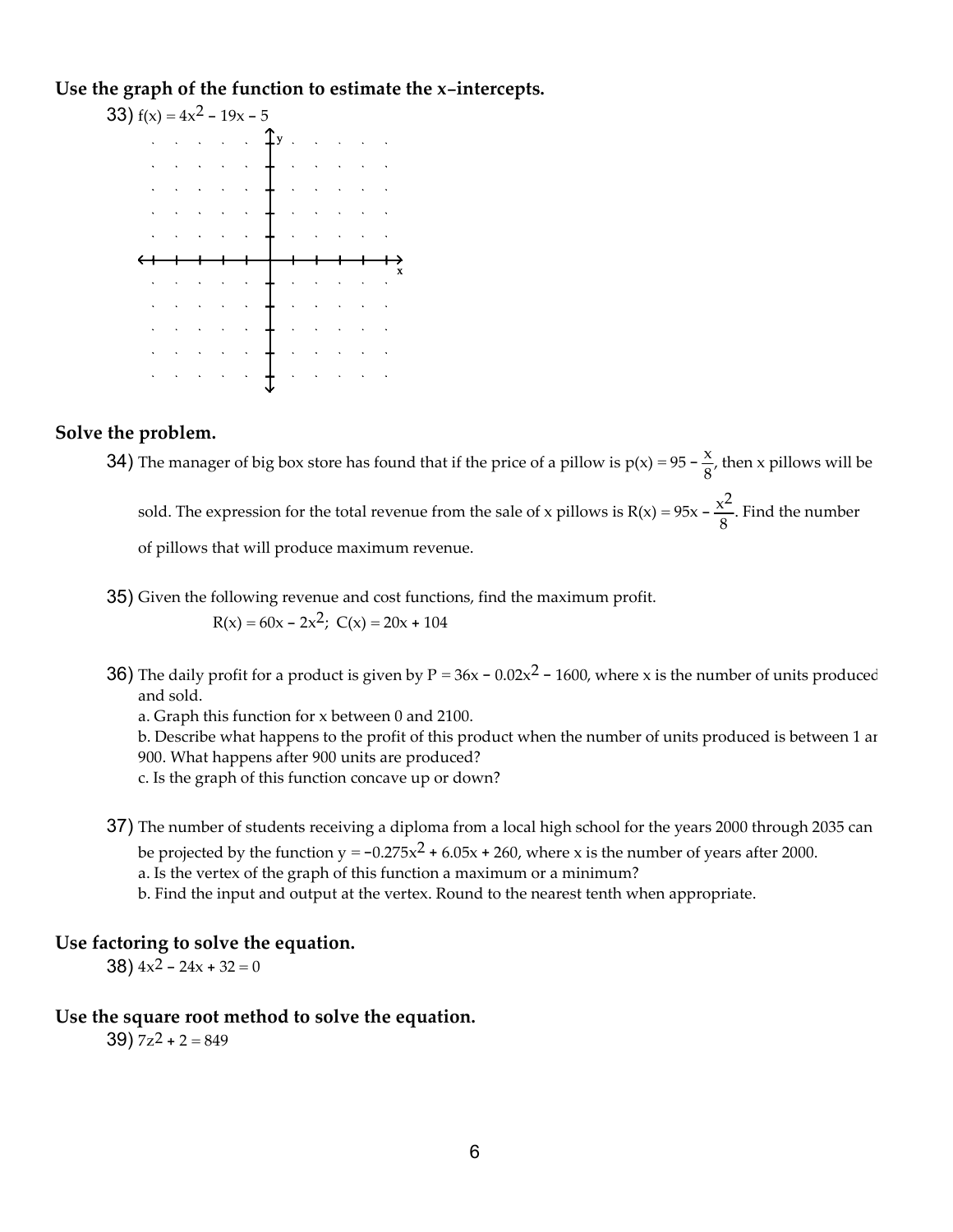**Use the graph of the function to estimate the x–intercepts.**

33) $f(x) = 4x^2 - 19x - 5$

**Solve the problem.**

34) The manager of big box store has found that if the price of a pillow is $p(x) = 95 - \frac{x}{8}$, then x pillows will be sold. The expression for the total revenue from the sale of x pillows is $R(x) = 95x - \frac{x^2}{8}$. Find the number of pillows that will produce maximum revenue.

35) Given the following revenue and cost functions, find the maximum profit.

$$R(x) = 60x - 2x^2;\ C(x) = 20x + 104$$

36) The daily profit for a product is given by $P = 36x - 0.02x^2 - 1600$, where x is the number of units produced and sold.

a. Graph this function for x between 0 and 2100.

b. Describe what happens to the profit of this product when the number of units produced is between 1 ar 900. What happens after 900 units are produced?

c. Is the graph of this function concave up or down?

37) The number of students receiving a diploma from a local high school for the years 2000 through 2035 can be projected by the function $y = -0.275x^2 + 6.05x + 260$, where x is the number of years after 2000.

a. Is the vertex of the graph of this function a maximum or a minimum?

b. Find the input and output at the vertex. Round to the nearest tenth when appropriate.

**Use factoring to solve the equation.**

38) $4x^2 - 24x + 32 = 0$

**Use the square root method to solve the equation.**

39) $7z^2 + 2 = 849$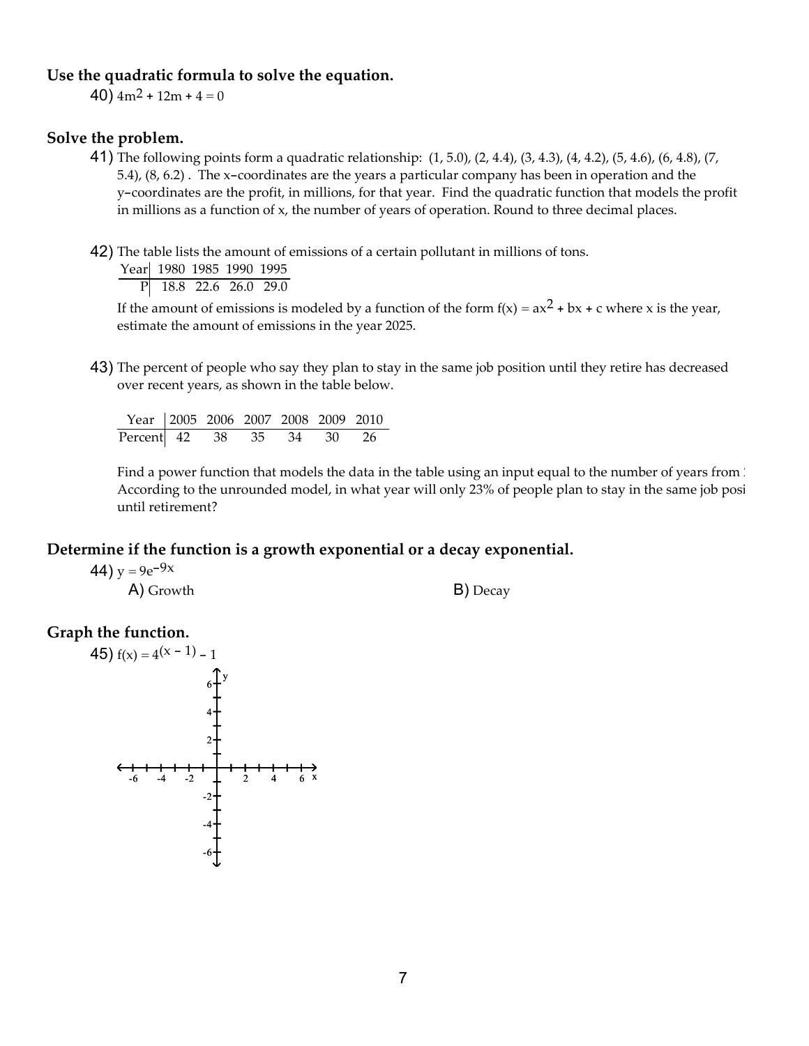**Use the quadratic formula to solve the equation.**

40) $4m^2 + 12m + 4 = 0$

**Solve the problem.**

41) The following points form a quadratic relationship: (1, 5.0), (2, 4.4), (3, 4.3), (4, 4.2), (5, 4.6), (6, 4.8), (7, 5.4), (8, 6.2) . The x-coordinates are the years a particular company has been in operation and the y-coordinates are the profit, in millions, for that year. Find the quadratic function that models the profit in millions as a function of x, the number of years of operation. Round to three decimal places.

42) The table lists the amount of emissions of a certain pollutant in millions of tons.

| Year | 1980 | 1985 | 1990 | 1995 |
|---|---|---|---|---|
| P | 18.8 | 22.6 | 26.0 | 29.0 |

If the amount of emissions is modeled by a function of the form $f(x) = ax^2 + bx + c$ where x is the year, estimate the amount of emissions in the year 2025.

43) The percent of people who say they plan to stay in the same job position until they retire has decreased over recent years, as shown in the table below.

| Year | 2005 | 2006 | 2007 | 2008 | 2009 | 2010 |
|---|---|---|---|---|---|---|
| Percent | 42 | 38 | 35 | 34 | 30 | 26 |

Find a power function that models the data in the table using an input equal to the number of years from 
According to the unrounded model, in what year will only 23% of people plan to stay in the same job posi
until retirement?

**Determine if the function is a growth exponential or a decay exponential.**

44) $y = 9e^{-9x}$

A) Growth

B) Decay

**Graph the function.**

45) $f(x) = 4^{(x - 1)} - 1$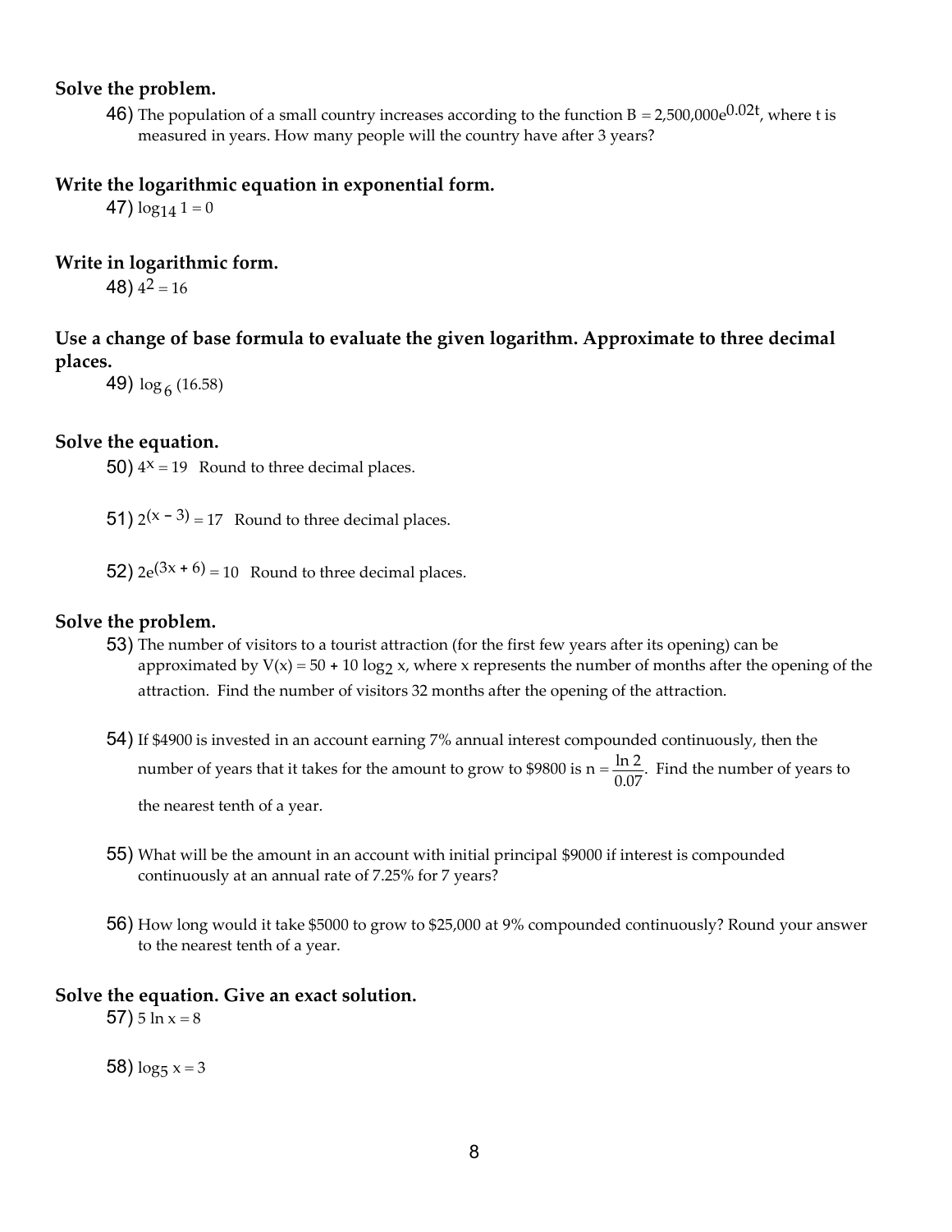**Solve the problem.**

46) The population of a small country increases according to the function $B = 2{,}500{,}000e^{0.02t}$, where t is measured in years. How many people will the country have after 3 years?

**Write the logarithmic equation in exponential form.**

47) $\log_{14} 1 = 0$

**Write in logarithmic form.**

48) $4^2 = 16$

**Use a change of base formula to evaluate the given logarithm. Approximate to three decimal places.**

49) $\log_6 (16.58)$

**Solve the equation.**

50) $4^x = 19$ Round to three decimal places.

51) $2^{(x - 3)} = 17$ Round to three decimal places.

52) $2e^{(3x + 6)} = 10$ Round to three decimal places.

**Solve the problem.**

53) The number of visitors to a tourist attraction (for the first few years after its opening) can be approximated by $V(x) = 50 + 10 \log_2 x$, where x represents the number of months after the opening of the attraction. Find the number of visitors 32 months after the opening of the attraction.

54) If $4900 is invested in an account earning 7% annual interest compounded continuously, then the number of years that it takes for the amount to grow to $9800 is $n = \frac{\ln 2}{0.07}$. Find the number of years to the nearest tenth of a year.

55) What will be the amount in an account with initial principal $9000 if interest is compounded continuously at an annual rate of 7.25% for 7 years?

56) How long would it take $5000 to grow to $25,000 at 9% compounded continuously? Round your answer to the nearest tenth of a year.

**Solve the equation. Give an exact solution.**

57) $5 \ln x = 8$

58) $\log_5 x = 3$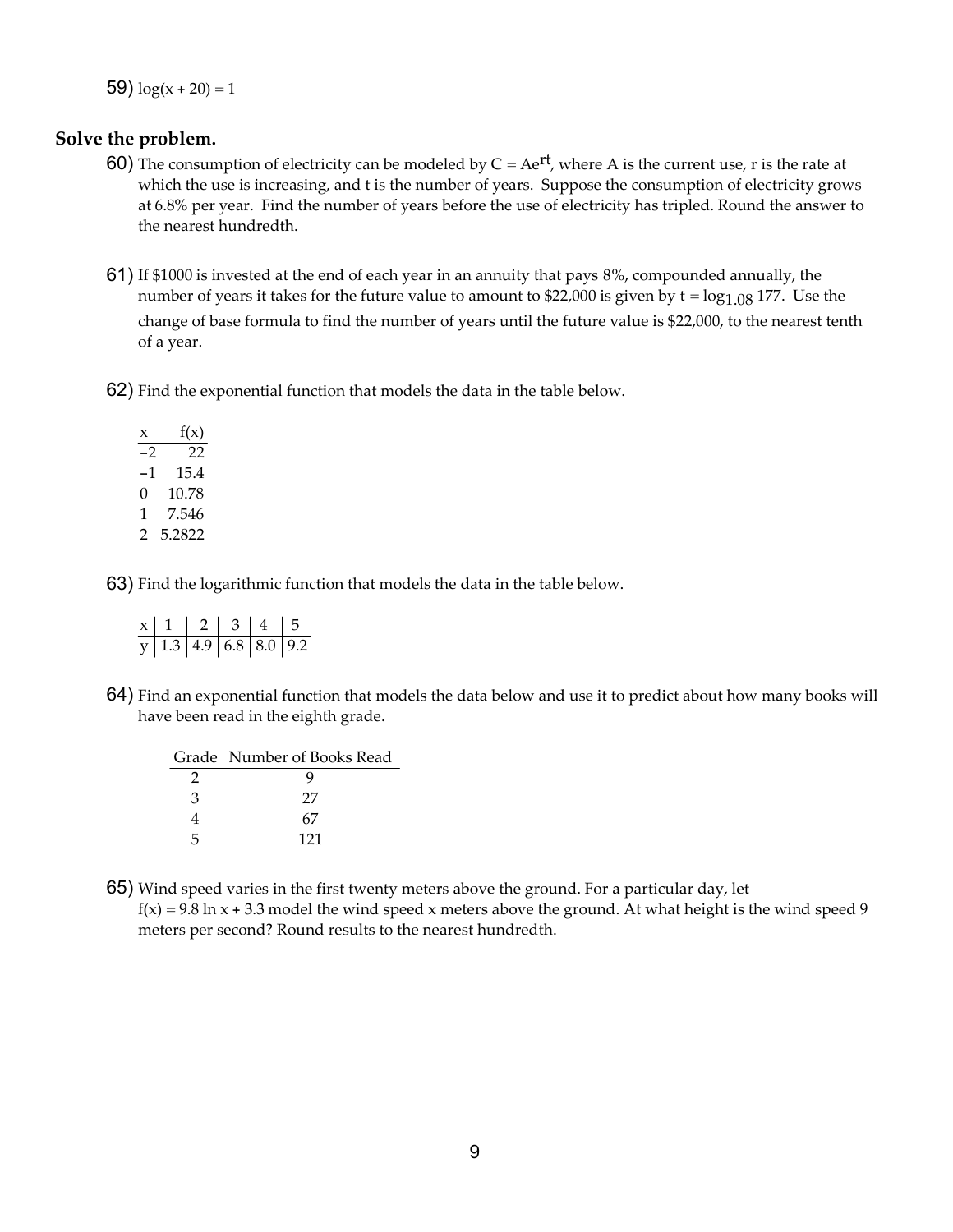59) $\log(x + 20) = 1$

## Solve the problem.

60) The consumption of electricity can be modeled by $C = Ae^{rt}$, where A is the current use, r is the rate at which the use is increasing, and t is the number of years. Suppose the consumption of electricity grows at 6.8% per year. Find the number of years before the use of electricity has tripled. Round the answer to the nearest hundredth.

61) If $1000 is invested at the end of each year in an annuity that pays 8%, compounded annually, the number of years it takes for the future value to amount to $22,000 is given by $t = \log_{1.08} 177$. Use the change of base formula to find the number of years until the future value is $22,000, to the nearest tenth of a year.

62) Find the exponential function that models the data in the table below.

| x | f(x) |
|---|---|
| −2 | 22 |
| −1 | 15.4 |
| 0 | 10.78 |
| 1 | 7.546 |
| 2 | 5.2822 |

63) Find the logarithmic function that models the data in the table below.

| x | 1 | 2 | 3 | 4 | 5 |
|---|---|---|---|---|---|
| y | 1.3 | 4.9 | 6.8 | 8.0 | 9.2 |

64) Find an exponential function that models the data below and use it to predict about how many books will have been read in the eighth grade.

| Grade | Number of Books Read |
|---|---|
| 2 | 9 |
| 3 | 27 |
| 4 | 67 |
| 5 | 121 |

65) Wind speed varies in the first twenty meters above the ground. For a particular day, let $f(x) = 9.8 \ln x + 3.3$ model the wind speed x meters above the ground. At what height is the wind speed 9 meters per second? Round results to the nearest hundredth.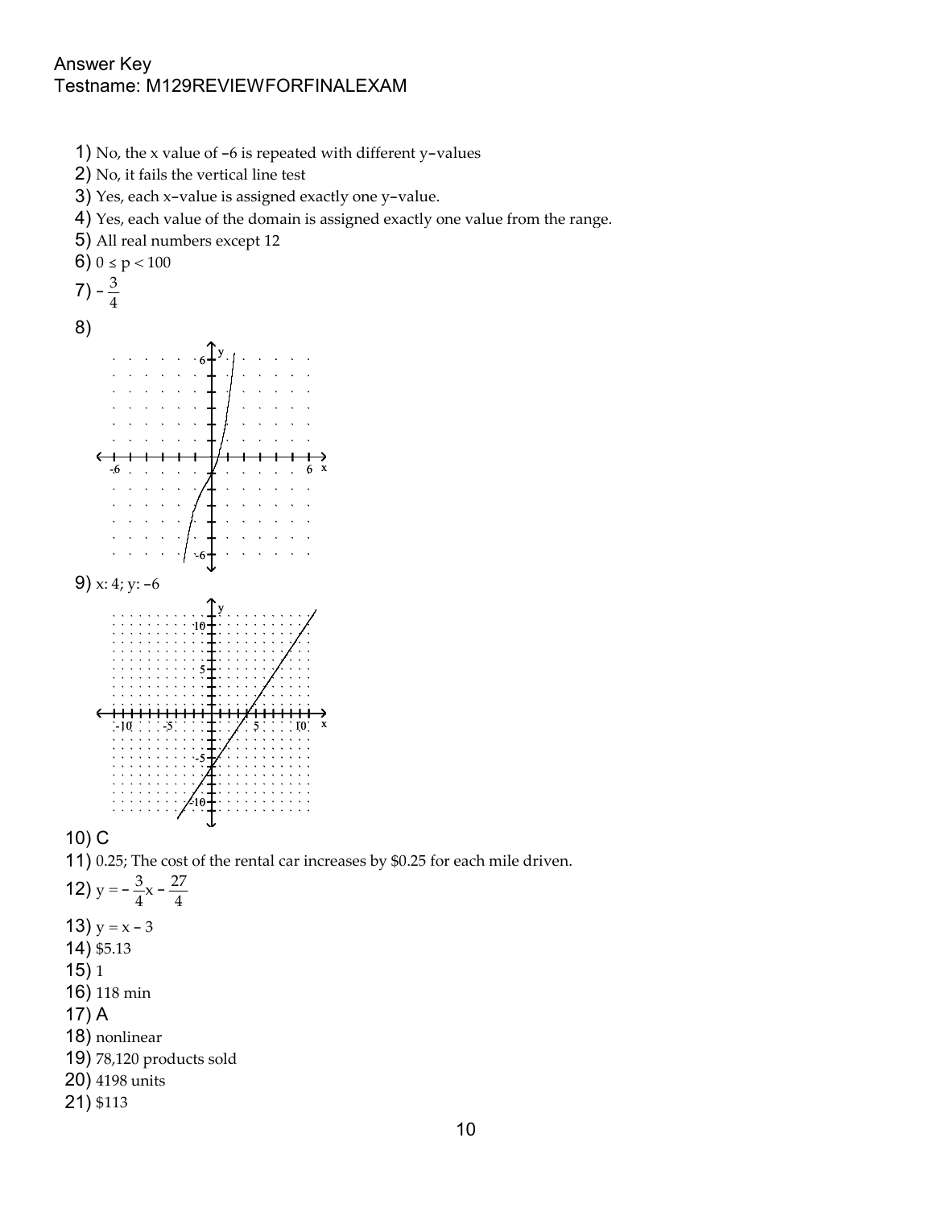Answer Key
Testname: M129REVIEWFORFINALEXAM

1) No, the x value of −6 is repeated with different y−values

2) No, it fails the vertical line test

3) Yes, each x−value is assigned exactly one y−value.

4) Yes, each value of the domain is assigned exactly one value from the range.

5) All real numbers except 12

6) $0 \le p < 100$

7) $-\frac{3}{4}$

8)

9) x: 4; y: −6

10) C

11) 0.25; The cost of the rental car increases by $0.25 for each mile driven.

12) $y = -\frac{3}{4}x - \frac{27}{4}$

13) $y = x - 3$

14) $5.13

15) 1

16) 118 min

17) A

18) nonlinear

19) 78,120 products sold

20) 4198 units

21) $113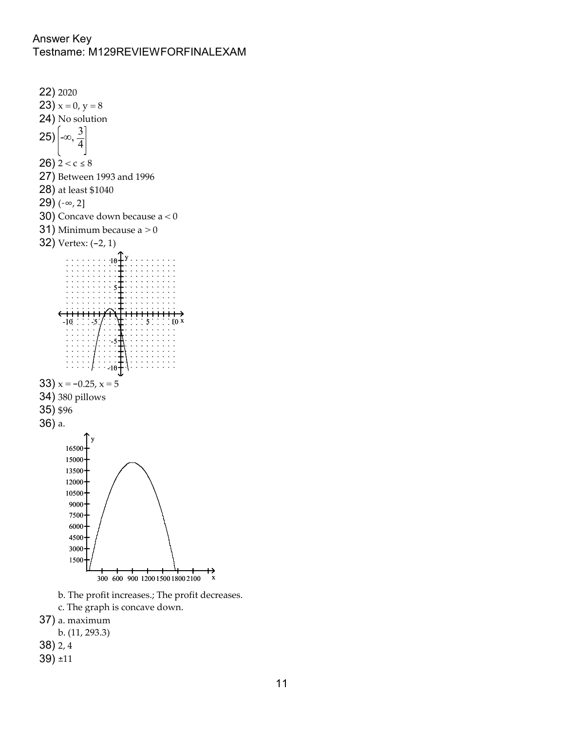Answer Key
Testname: M129REVIEWFORFINALEXAM

22) 2020

23) $x = 0$, $y = 8$

24) No solution

25) $\left(-\infty, \frac{3}{4}\right]$

26) $2 < c \leq 8$

27) Between 1993 and 1996

28) at least \$1040

29) $(-\infty, 2]$

30) Concave down because $a < 0$

31) Minimum because $a > 0$

32) Vertex: $(-2, 1)$

33) $x = -0.25$, $x = 5$

34) 380 pillows

35) \$96

36) a.

b. The profit increases.; The profit decreases.

c. The graph is concave down.

37) a. maximum

b. (11, 293.3)

38) 2, 4

39) $\pm 11$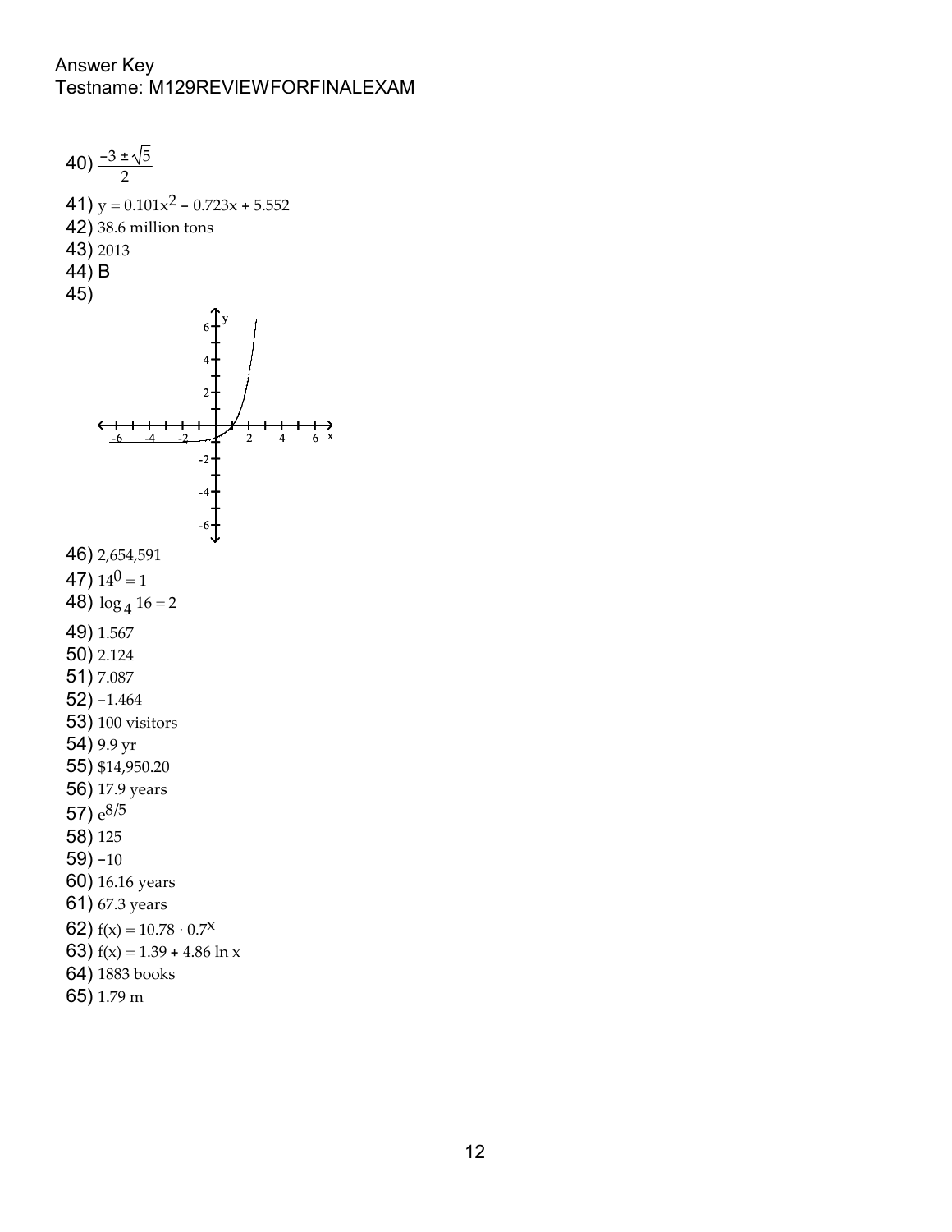Answer Key
Testname: M129REVIEWFORFINALEXAM

40) $\frac{-3 \pm \sqrt{5}}{2}$

41) $y = 0.101x^2 - 0.723x + 5.552$

42) 38.6 million tons

43) 2013

44) B

45)

y
6
4
2
-6 -4 -2 2 4 6 x
-2
-4
-6

46) 2,654,591

47) $14^0 = 1$

48) $\log_4 16 = 2$

49) 1.567

50) 2.124

51) 7.087

52) −1.464

53) 100 visitors

54) 9.9 yr

55) $14,950.20

56) 17.9 years

57) $e^{8/5}$

58) 125

59) −10

60) 16.16 years

61) 67.3 years

62) $f(x) = 10.78 \cdot 0.7^x$

63) $f(x) = 1.39 + 4.86 \ln x$

64) 1883 books

65) 1.79 m